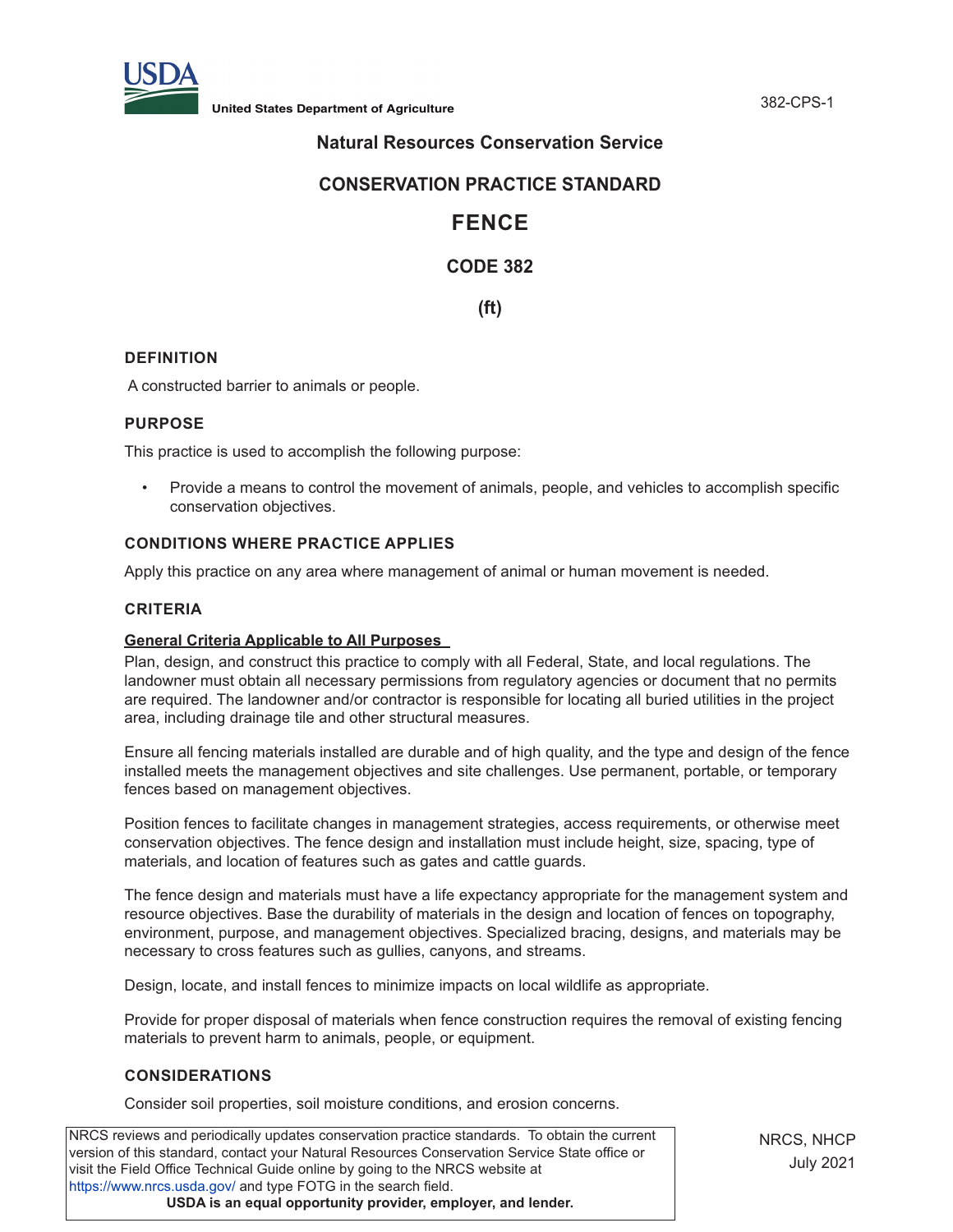United States Department of Agriculture

## Natural Resources Conservation Service

## CONSERVATION PRACTICE STANDARD

# FENCE

## CODE 382

## (ft)

### DEFINITION

A constructed barrier to animals or people.

### PURPOSE

This practice is used to accomplish the following purpose:

- Provide a means to control the movement of animals, people, and vehicles to accomplish specific conservation objectives.

### CONDITIONS WHERE PRACTICE APPLIES

Apply this practice on any area where management of animal or human movement is needed.

### CRITERIA

**General Criteria Applicable to All Purposes**

Plan, design, and construct this practice to comply with all Federal, State, and local regulations. The landowner must obtain all necessary permissions from regulatory agencies or document that no permits are required. The landowner and/or contractor is responsible for locating all buried utilities in the project area, including drainage tile and other structural measures.

Ensure all fencing materials installed are durable and of high quality, and the type and design of the fence installed meets the management objectives and site challenges. Use permanent, portable, or temporary fences based on management objectives.

Position fences to facilitate changes in management strategies, access requirements, or otherwise meet conservation objectives. The fence design and installation must include height, size, spacing, type of materials, and location of features such as gates and cattle guards.

The fence design and materials must have a life expectancy appropriate for the management system and resource objectives. Base the durability of materials in the design and location of fences on topography, environment, purpose, and management objectives. Specialized bracing, designs, and materials may be necessary to cross features such as gullies, canyons, and streams.

Design, locate, and install fences to minimize impacts on local wildlife as appropriate.

Provide for proper disposal of materials when fence construction requires the removal of existing fencing materials to prevent harm to animals, people, or equipment.

### CONSIDERATIONS

Consider soil properties, soil moisture conditions, and erosion concerns.

NRCS reviews and periodically updates conservation practice standards. To obtain the current version of this standard, contact your Natural Resources Conservation Service State office or visit the Field Office Technical Guide online by going to the NRCS website at https://www.nrcs.usda.gov/ and type FOTG in the search field.

**USDA is an equal opportunity provider, employer, and lender.**

NRCS, NHCP
July 2021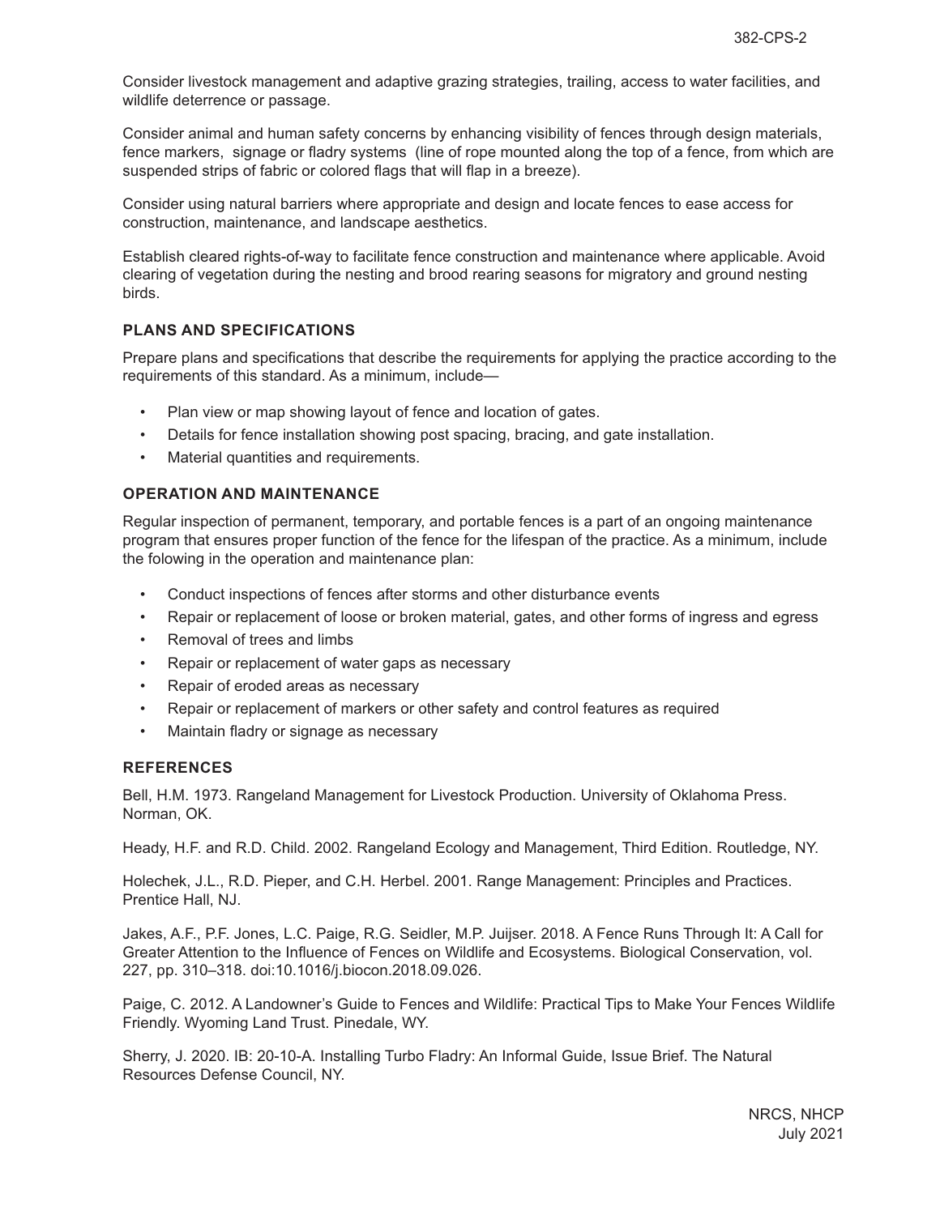Consider livestock management and adaptive grazing strategies, trailing, access to water facilities, and wildlife deterrence or passage.

Consider animal and human safety concerns by enhancing visibility of fences through design materials, fence markers, signage or fladry systems (line of rope mounted along the top of a fence, from which are suspended strips of fabric or colored flags that will flap in a breeze).

Consider using natural barriers where appropriate and design and locate fences to ease access for construction, maintenance, and landscape aesthetics.

Establish cleared rights-of-way to facilitate fence construction and maintenance where applicable. Avoid clearing of vegetation during the nesting and brood rearing seasons for migratory and ground nesting birds.

## PLANS AND SPECIFICATIONS

Prepare plans and specifications that describe the requirements for applying the practice according to the requirements of this standard. As a minimum, include—

- Plan view or map showing layout of fence and location of gates.
- Details for fence installation showing post spacing, bracing, and gate installation.
- Material quantities and requirements.

## OPERATION AND MAINTENANCE

Regular inspection of permanent, temporary, and portable fences is a part of an ongoing maintenance program that ensures proper function of the fence for the lifespan of the practice. As a minimum, include the folowing in the operation and maintenance plan:

- Conduct inspections of fences after storms and other disturbance events
- Repair or replacement of loose or broken material, gates, and other forms of ingress and egress
- Removal of trees and limbs
- Repair or replacement of water gaps as necessary
- Repair of eroded areas as necessary
- Repair or replacement of markers or other safety and control features as required
- Maintain fladry or signage as necessary

## REFERENCES

Bell, H.M. 1973. Rangeland Management for Livestock Production. University of Oklahoma Press. Norman, OK.

Heady, H.F. and R.D. Child. 2002. Rangeland Ecology and Management, Third Edition. Routledge, NY.

Holechek, J.L., R.D. Pieper, and C.H. Herbel. 2001. Range Management: Principles and Practices. Prentice Hall, NJ.

Jakes, A.F., P.F. Jones, L.C. Paige, R.G. Seidler, M.P. Juijser. 2018. A Fence Runs Through It: A Call for Greater Attention to the Influence of Fences on Wildlife and Ecosystems. Biological Conservation, vol. 227, pp. 310–318. doi:10.1016/j.biocon.2018.09.026.

Paige, C. 2012. A Landowner's Guide to Fences and Wildlife: Practical Tips to Make Your Fences Wildlife Friendly. Wyoming Land Trust. Pinedale, WY.

Sherry, J. 2020. IB: 20-10-A. Installing Turbo Fladry: An Informal Guide, Issue Brief. The Natural Resources Defense Council, NY.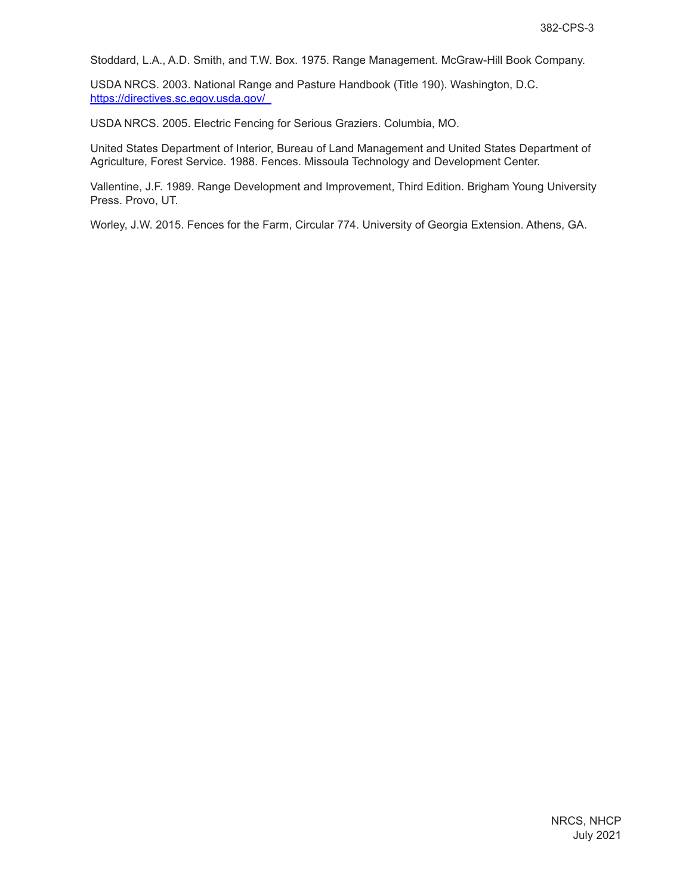Stoddard, L.A., A.D. Smith, and T.W. Box. 1975. Range Management. McGraw-Hill Book Company.

USDA NRCS. 2003. National Range and Pasture Handbook (Title 190). Washington, D.C. https://directives.sc.egov.usda.gov/

USDA NRCS. 2005. Electric Fencing for Serious Graziers. Columbia, MO.

United States Department of Interior, Bureau of Land Management and United States Department of Agriculture, Forest Service. 1988. Fences. Missoula Technology and Development Center.

Vallentine, J.F. 1989. Range Development and Improvement, Third Edition. Brigham Young University Press. Provo, UT.

Worley, J.W. 2015. Fences for the Farm, Circular 774. University of Georgia Extension. Athens, GA.